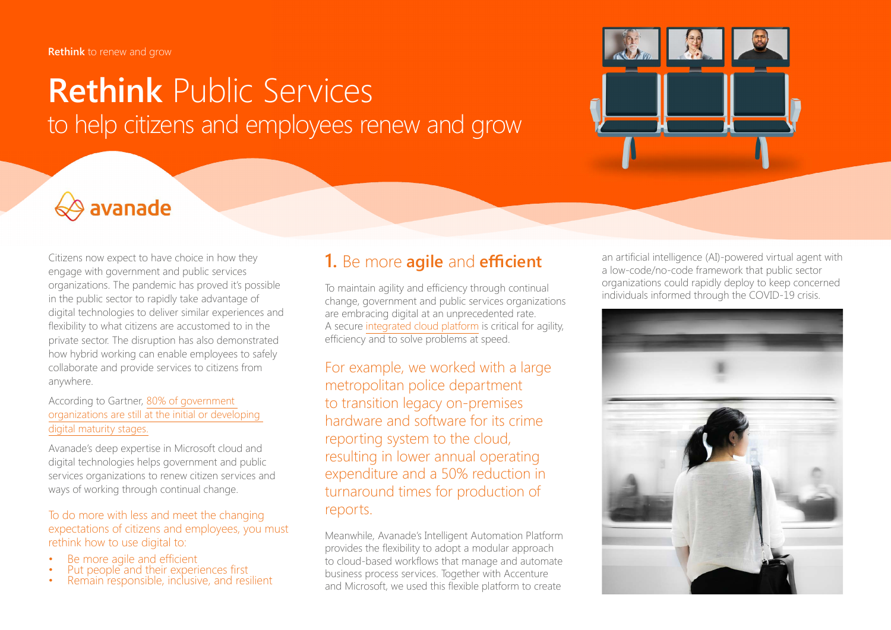Rethink to renew and grow

# **Rethink** Public Services to help citizens and employees renew and grow

avanade

Citizens now expect to have choice in how they engage with government and public services organizations. The pandemic has proved it's possible in the public sector to rapidly take advantage of digital technologies to deliver similar experiences and flexibility to what citizens are accustomed to in the private sector. The disruption has also demonstrated how hybrid working can enable employees to safely collaborate and provide services to citizens from anywhere.

According to Gartner, 80% of government organizations are still at the initial or developing digital maturity stages.

Avanade's deep expertise in Microsoft cloud and digital technologies helps government and public services organizations to renew citizen services and ways of working through continual change.

To do more with less and meet the changing expectations of citizens and employees, you must rethink how to use digital to:

- Be more agile and efficient
- Put people and their experiences first
- Remain responsible, inclusive, and resilient

## 1. Be more **agile** and **efficient**

To maintain agility and efficiency through continual change, government and public services organizations are embracing digital at an unprecedented rate. A secure integrated cloud platform is critical for agility, efficiency and to solve problems at speed.

For example, we worked with a large metropolitan police department to transition legacy on-premises hardware and software for its crime reporting system to the cloud, resulting in lower annual operating expenditure and a 50% reduction in turnaround times for production of reports.

Meanwhile, Avanade's Intelligent Automation Platform provides the flexibility to adopt a modular approach to cloud-based workflows that manage and automate business process services. Together with Accenture and Microsoft, we used this flexible platform to create an artificial intelligence (AI)-powered virtual agent with a low-code/no-code framework that public sector organizations could rapidly deploy to keep concerned individuals informed through the COVID-19 crisis.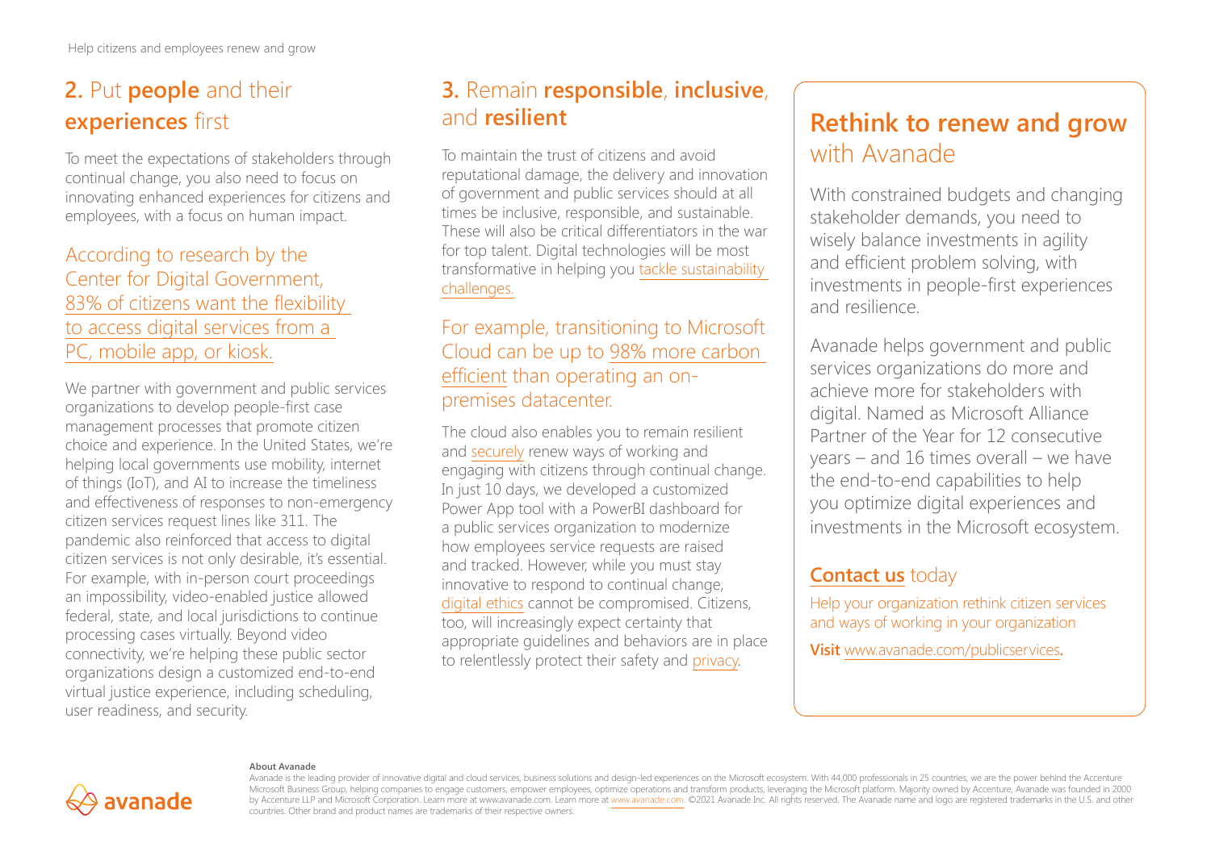## 2. Put **people** and their **experiences** first

To meet the expectations of stakeholders through continual change, you also need to focus on innovating enhanced experiences for citizens and employees, with a focus on human impact.

According to research by the Center for Digital Government, 83% of citizens want the flexibility to access digital services from a PC, mobile app, or kiosk.

We partner with government and public services organizations to develop people-first case management processes that promote citizen choice and experience. In the United States, we're helping local governments use mobility, internet of things (IoT), and AI to increase the timeliness and effectiveness of responses to non-emergency citizen services request lines like 311. The pandemic also reinforced that access to digital citizen services is not only desirable, it's essential. For example, with in-person court proceedings an impossibility, video-enabled justice allowed federal, state, and local jurisdictions to continue processing cases virtually. Beyond video connectivity, we're helping these public sector organizations design a customized end-to-end virtual justice experience, including scheduling, user readiness, and security.

## 3. Remain **responsible**, **inclusive**, and **resilient**

To maintain the trust of citizens and avoid reputational damage, the delivery and innovation of government and public services should at all times be inclusive, responsible, and sustainable. These will also be critical differentiators in the war for top talent. Digital technologies will be most transformative in helping you tackle sustainability challenges.

For example, transitioning to Microsoft Cloud can be up to 98% more carbon efficient than operating an on-premises datacenter.

The cloud also enables you to remain resilient and securely renew ways of working and engaging with citizens through continual change. In just 10 days, we developed a customized Power App tool with a PowerBI dashboard for a public services organization to modernize how employees service requests are raised and tracked. However, while you must stay innovative to respond to continual change, digital ethics cannot be compromised. Citizens, too, will increasingly expect certainty that appropriate guidelines and behaviors are in place to relentlessly protect their safety and privacy.

## **Rethink to renew and grow** with Avanade

With constrained budgets and changing stakeholder demands, you need to wisely balance investments in agility and efficient problem solving, with investments in people-first experiences and resilience.

Avanade helps government and public services organizations do more and achieve more for stakeholders with digital. Named as Microsoft Alliance Partner of the Year for 12 consecutive years – and 16 times overall – we have the end-to-end capabilities to help you optimize digital experiences and investments in the Microsoft ecosystem.

### **Contact us** today

Help your organization rethink citizen services and ways of working in your organization

**Visit** www.avanade.com/publicservices.

**About Avanade**

Avanade is the leading provider of innovative digital and cloud services, business solutions and design-led experiences on the Microsoft ecosystem. With 44,000 professionals in 25 countries, we are the power behind the Accenture Microsoft Business Group, helping companies to engage customers, empower employees, optimize operations and transform products, leveraging the Microsoft platform. Majority owned by Accenture, Avanade was founded in 2000 by Accenture LLP and Microsoft Corporation. Learn more at www.avanade.com. Learn more at www.avanade.com. ©2021 Avanade Inc. All rights reserved. The Avanade name and logo are registered trademarks in the U.S. and other countries. Other brand and product names are trademarks of their respective owners.

avanade